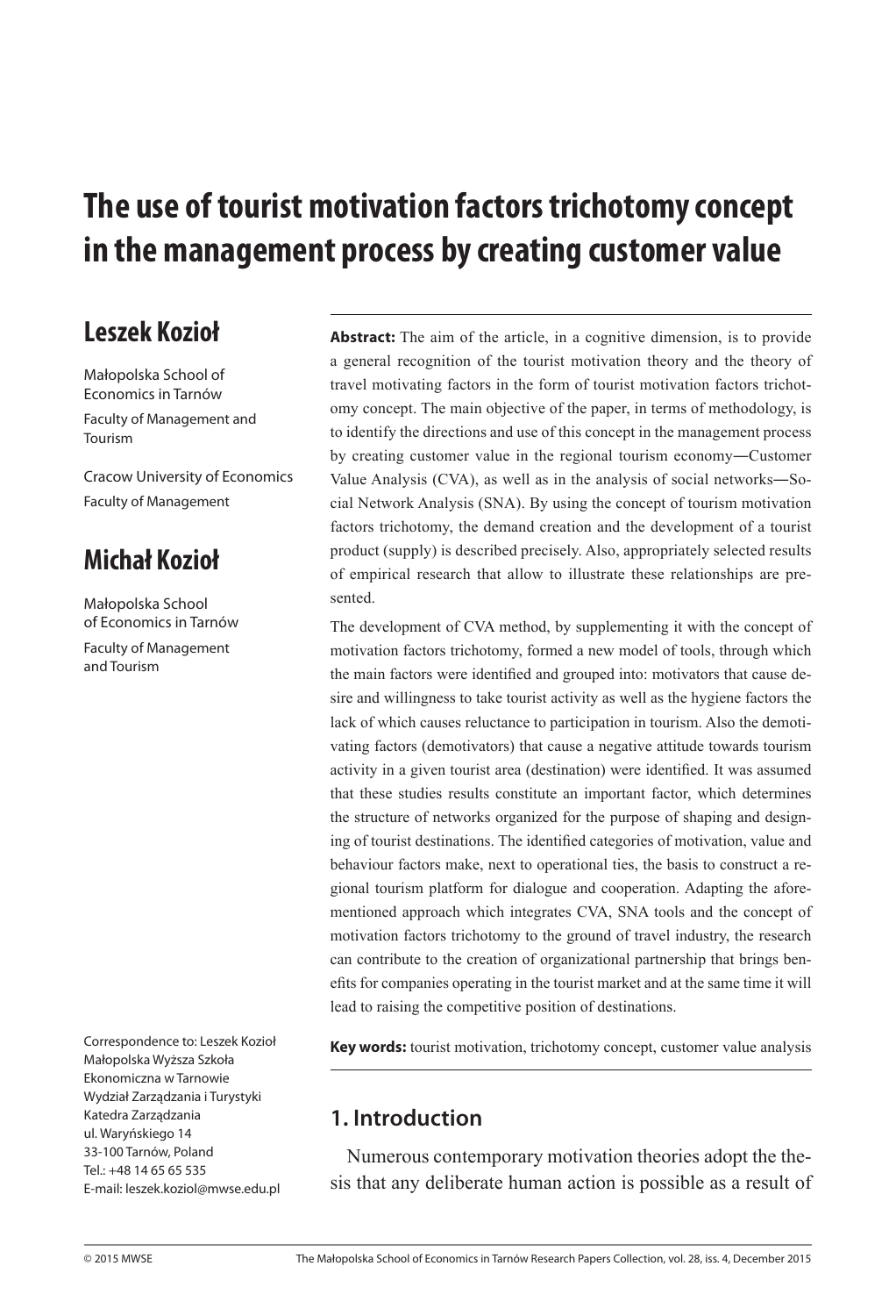# The use of tourist motivation factors trichotomy concept in the management process by creating customer value

## Leszek Kozioł

Małopolska School of Economics in Tarnów

Faculty of Management and Tourism

Cracow University of Economics

Faculty of Management

## Michał Kozioł

Małopolska School of Economics in Tarnów

Faculty of Management and Tourism

Correspondence to: Leszek Kozioł
Małopolska Wyższa Szkoła Ekonomiczna w Tarnowie
Wydział Zarządzania i Turystyki
Katedra Zarządzania
ul. Waryńskiego 14
33-100 Tarnów, Poland
Tel.: +48 14 65 65 535
E-mail: leszek.koziol@mwse.edu.pl

**Abstract:** The aim of the article, in a cognitive dimension, is to provide a general recognition of the tourist motivation theory and the theory of travel motivating factors in the form of tourist motivation factors trichotomy concept. The main objective of the paper, in terms of methodology, is to identify the directions and use of this concept in the management process by creating customer value in the regional tourism economy—Customer Value Analysis (CVA), as well as in the analysis of social networks—Social Network Analysis (SNA). By using the concept of tourism motivation factors trichotomy, the demand creation and the development of a tourist product (supply) is described precisely. Also, appropriately selected results of empirical research that allow to illustrate these relationships are presented.

The development of CVA method, by supplementing it with the concept of motivation factors trichotomy, formed a new model of tools, through which the main factors were identified and grouped into: motivators that cause desire and willingness to take tourist activity as well as the hygiene factors the lack of which causes reluctance to participation in tourism. Also the demotivating factors (demotivators) that cause a negative attitude towards tourism activity in a given tourist area (destination) were identified. It was assumed that these studies results constitute an important factor, which determines the structure of networks organized for the purpose of shaping and designing of tourist destinations. The identified categories of motivation, value and behaviour factors make, next to operational ties, the basis to construct a regional tourism platform for dialogue and cooperation. Adapting the aforementioned approach which integrates CVA, SNA tools and the concept of motivation factors trichotomy to the ground of travel industry, the research can contribute to the creation of organizational partnership that brings benefits for companies operating in the tourist market and at the same time it will lead to raising the competitive position of destinations.

**Key words:** tourist motivation, trichotomy concept, customer value analysis

## 1. Introduction

Numerous contemporary motivation theories adopt the thesis that any deliberate human action is possible as a result of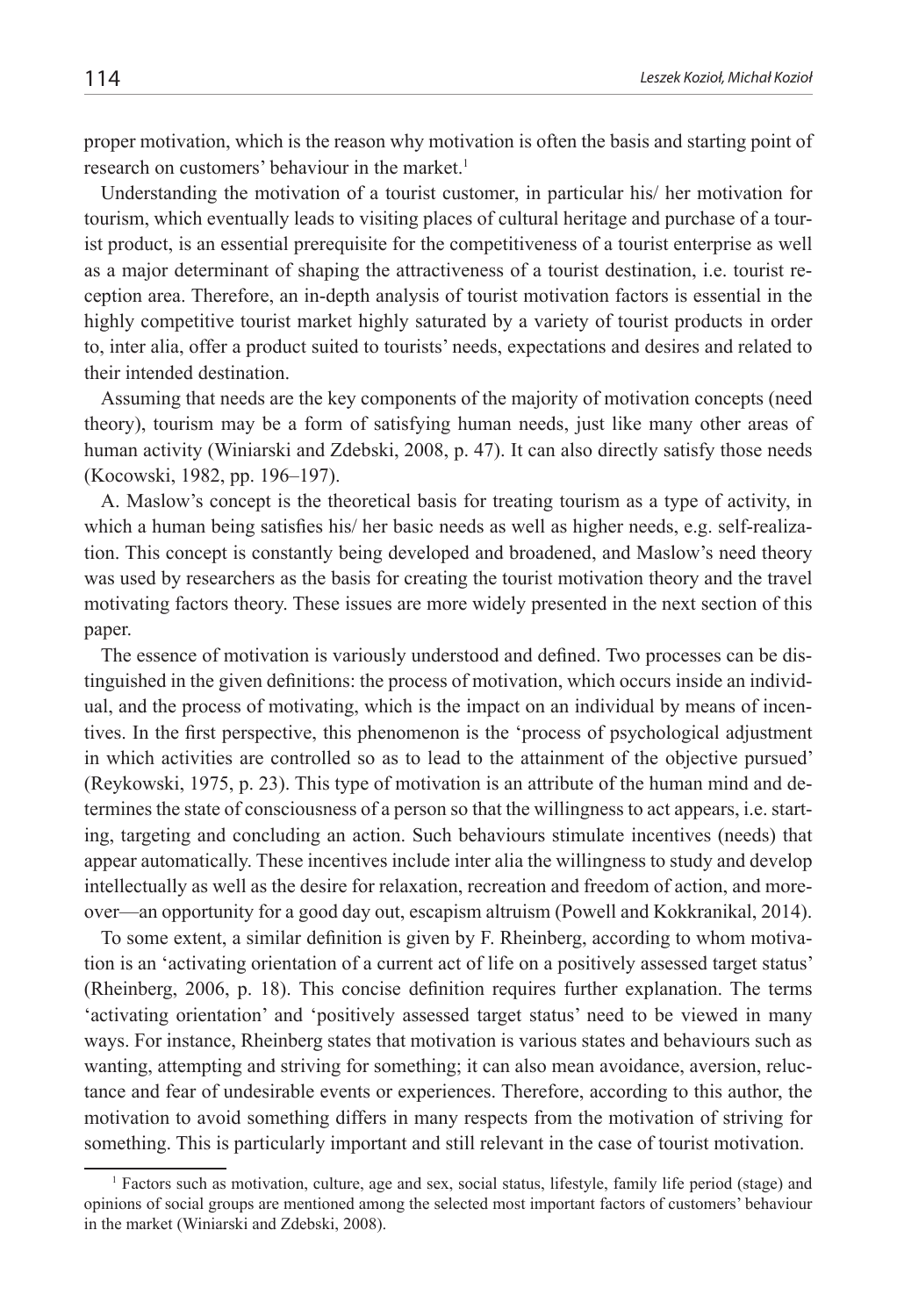proper motivation, which is the reason why motivation is often the basis and starting point of research on customers' behaviour in the market.[1]

Understanding the motivation of a tourist customer, in particular his/ her motivation for tourism, which eventually leads to visiting places of cultural heritage and purchase of a tourist product, is an essential prerequisite for the competitiveness of a tourist enterprise as well as a major determinant of shaping the attractiveness of a tourist destination, i.e. tourist reception area. Therefore, an in-depth analysis of tourist motivation factors is essential in the highly competitive tourist market highly saturated by a variety of tourist products in order to, inter alia, offer a product suited to tourists' needs, expectations and desires and related to their intended destination.

Assuming that needs are the key components of the majority of motivation concepts (need theory), tourism may be a form of satisfying human needs, just like many other areas of human activity (Winiarski and Zdebski, 2008, p. 47). It can also directly satisfy those needs (Kocowski, 1982, pp. 196–197).

A. Maslow's concept is the theoretical basis for treating tourism as a type of activity, in which a human being satisfies his/ her basic needs as well as higher needs, e.g. self-realization. This concept is constantly being developed and broadened, and Maslow's need theory was used by researchers as the basis for creating the tourist motivation theory and the travel motivating factors theory. These issues are more widely presented in the next section of this paper.

The essence of motivation is variously understood and defined. Two processes can be distinguished in the given definitions: the process of motivation, which occurs inside an individual, and the process of motivating, which is the impact on an individual by means of incentives. In the first perspective, this phenomenon is the 'process of psychological adjustment in which activities are controlled so as to lead to the attainment of the objective pursued' (Reykowski, 1975, p. 23). This type of motivation is an attribute of the human mind and determines the state of consciousness of a person so that the willingness to act appears, i.e. starting, targeting and concluding an action. Such behaviours stimulate incentives (needs) that appear automatically. These incentives include inter alia the willingness to study and develop intellectually as well as the desire for relaxation, recreation and freedom of action, and moreover—an opportunity for a good day out, escapism altruism (Powell and Kokkranikal, 2014).

To some extent, a similar definition is given by F. Rheinberg, according to whom motivation is an 'activating orientation of a current act of life on a positively assessed target status' (Rheinberg, 2006, p. 18). This concise definition requires further explanation. The terms 'activating orientation' and 'positively assessed target status' need to be viewed in many ways. For instance, Rheinberg states that motivation is various states and behaviours such as wanting, attempting and striving for something; it can also mean avoidance, aversion, reluctance and fear of undesirable events or experiences. Therefore, according to this author, the motivation to avoid something differs in many respects from the motivation of striving for something. This is particularly important and still relevant in the case of tourist motivation.

[1] Factors such as motivation, culture, age and sex, social status, lifestyle, family life period (stage) and opinions of social groups are mentioned among the selected most important factors of customers' behaviour in the market (Winiarski and Zdebski, 2008).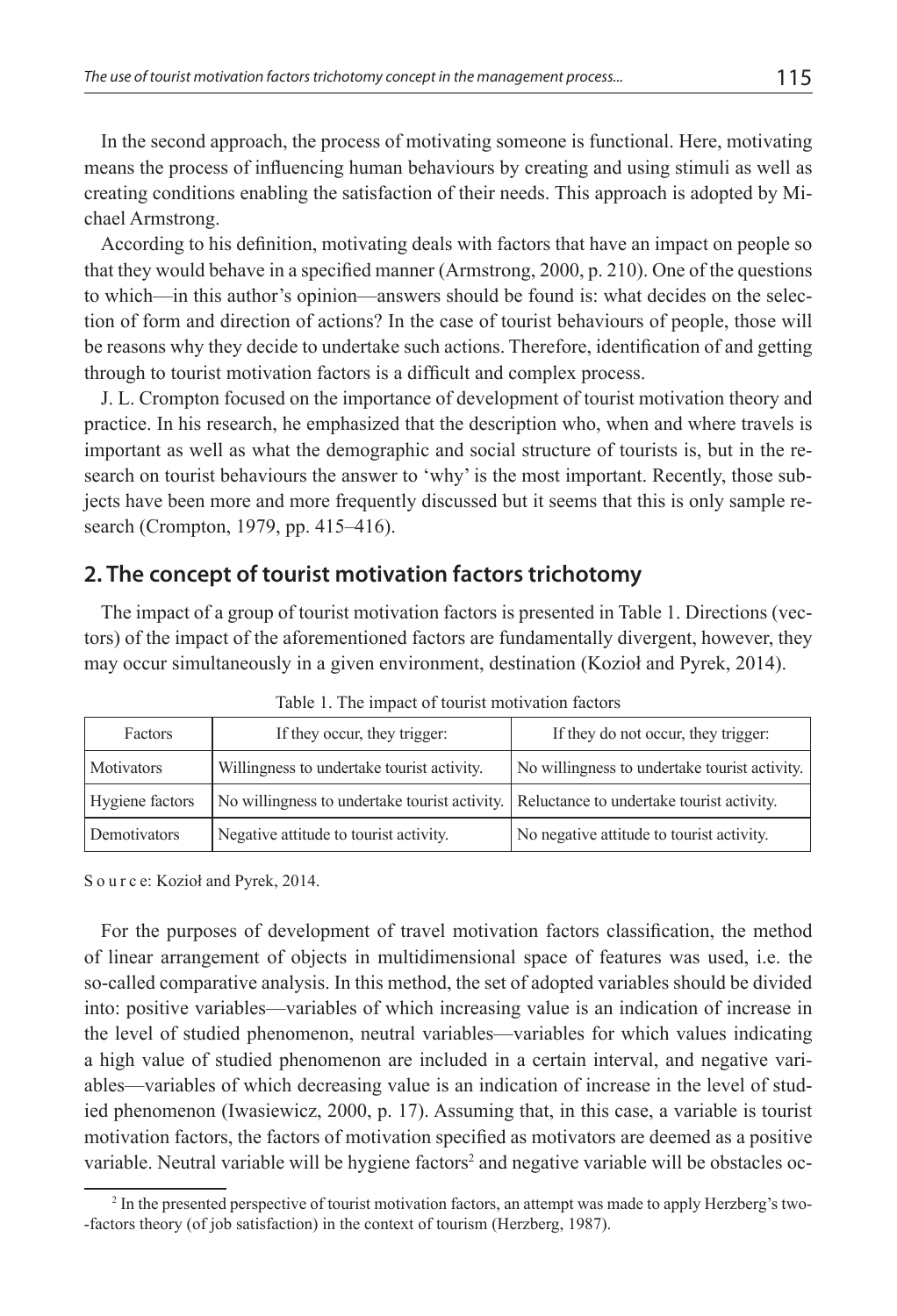In the second approach, the process of motivating someone is functional. Here, motivating means the process of influencing human behaviours by creating and using stimuli as well as creating conditions enabling the satisfaction of their needs. This approach is adopted by Michael Armstrong.

According to his definition, motivating deals with factors that have an impact on people so that they would behave in a specified manner (Armstrong, 2000, p. 210). One of the questions to which—in this author's opinion—answers should be found is: what decides on the selection of form and direction of actions? In the case of tourist behaviours of people, those will be reasons why they decide to undertake such actions. Therefore, identification of and getting through to tourist motivation factors is a difficult and complex process.

J. L. Crompton focused on the importance of development of tourist motivation theory and practice. In his research, he emphasized that the description who, when and where travels is important as well as what the demographic and social structure of tourists is, but in the research on tourist behaviours the answer to 'why' is the most important. Recently, those subjects have been more and more frequently discussed but it seems that this is only sample research (Crompton, 1979, pp. 415–416).

## 2. The concept of tourist motivation factors trichotomy

The impact of a group of tourist motivation factors is presented in Table 1. Directions (vectors) of the impact of the aforementioned factors are fundamentally divergent, however, they may occur simultaneously in a given environment, destination (Kozioł and Pyrek, 2014).

Table 1. The impact of tourist motivation factors

| Factors | If they occur, they trigger: | If they do not occur, they trigger: |
|---|---|---|
| Motivators | Willingness to undertake tourist activity. | No willingness to undertake tourist activity. |
| Hygiene factors | No willingness to undertake tourist activity. | Reluctance to undertake tourist activity. |
| Demotivators | Negative attitude to tourist activity. | No negative attitude to tourist activity. |

Source: Kozioł and Pyrek, 2014.

For the purposes of development of travel motivation factors classification, the method of linear arrangement of objects in multidimensional space of features was used, i.e. the so-called comparative analysis. In this method, the set of adopted variables should be divided into: positive variables—variables of which increasing value is an indication of increase in the level of studied phenomenon, neutral variables—variables for which values indicating a high value of studied phenomenon are included in a certain interval, and negative variables—variables of which decreasing value is an indication of increase in the level of studied phenomenon (Iwasiewicz, 2000, p. 17). Assuming that, in this case, a variable is tourist motivation factors, the factors of motivation specified as motivators are deemed as a positive variable. Neutral variable will be hygiene factors[2] and negative variable will be obstacles oc-

[2] In the presented perspective of tourist motivation factors, an attempt was made to apply Herzberg's two-factors theory (of job satisfaction) in the context of tourism (Herzberg, 1987).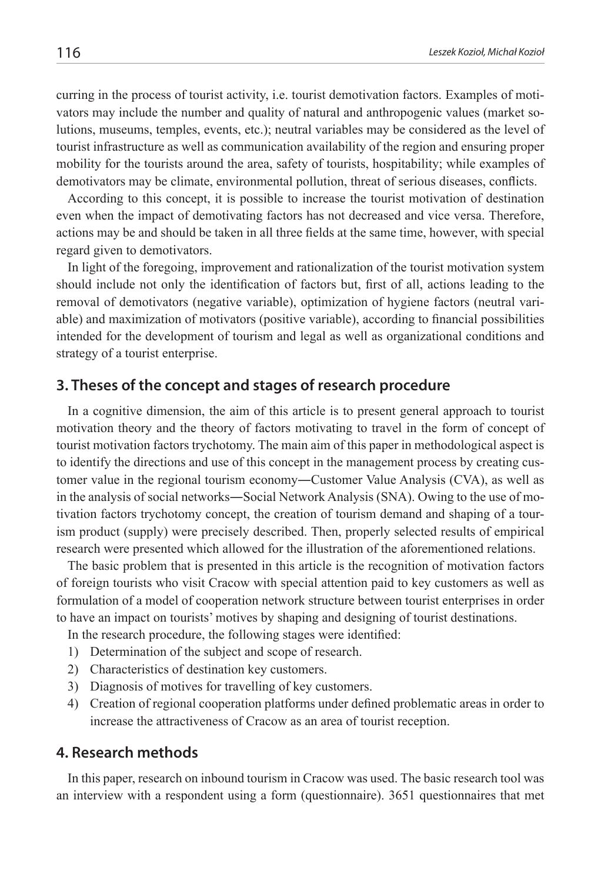curring in the process of tourist activity, i.e. tourist demotivation factors. Examples of motivators may include the number and quality of natural and anthropogenic values (market solutions, museums, temples, events, etc.); neutral variables may be considered as the level of tourist infrastructure as well as communication availability of the region and ensuring proper mobility for the tourists around the area, safety of tourists, hospitability; while examples of demotivators may be climate, environmental pollution, threat of serious diseases, conflicts.

According to this concept, it is possible to increase the tourist motivation of destination even when the impact of demotivating factors has not decreased and vice versa. Therefore, actions may be and should be taken in all three fields at the same time, however, with special regard given to demotivators.

In light of the foregoing, improvement and rationalization of the tourist motivation system should include not only the identification of factors but, first of all, actions leading to the removal of demotivators (negative variable), optimization of hygiene factors (neutral variable) and maximization of motivators (positive variable), according to financial possibilities intended for the development of tourism and legal as well as organizational conditions and strategy of a tourist enterprise.

## 3. Theses of the concept and stages of research procedure

In a cognitive dimension, the aim of this article is to present general approach to tourist motivation theory and the theory of factors motivating to travel in the form of concept of tourist motivation factors trychotomy. The main aim of this paper in methodological aspect is to identify the directions and use of this concept in the management process by creating customer value in the regional tourism economy―Customer Value Analysis (CVA), as well as in the analysis of social networks―Social Network Analysis (SNA). Owing to the use of motivation factors trychotomy concept, the creation of tourism demand and shaping of a tourism product (supply) were precisely described. Then, properly selected results of empirical research were presented which allowed for the illustration of the aforementioned relations.

The basic problem that is presented in this article is the recognition of motivation factors of foreign tourists who visit Cracow with special attention paid to key customers as well as formulation of a model of cooperation network structure between tourist enterprises in order to have an impact on tourists' motives by shaping and designing of tourist destinations.

In the research procedure, the following stages were identified:

1) Determination of the subject and scope of research.
2) Characteristics of destination key customers.
3) Diagnosis of motives for travelling of key customers.
4) Creation of regional cooperation platforms under defined problematic areas in order to increase the attractiveness of Cracow as an area of tourist reception.

## 4. Research methods

In this paper, research on inbound tourism in Cracow was used. The basic research tool was an interview with a respondent using a form (questionnaire). 3651 questionnaires that met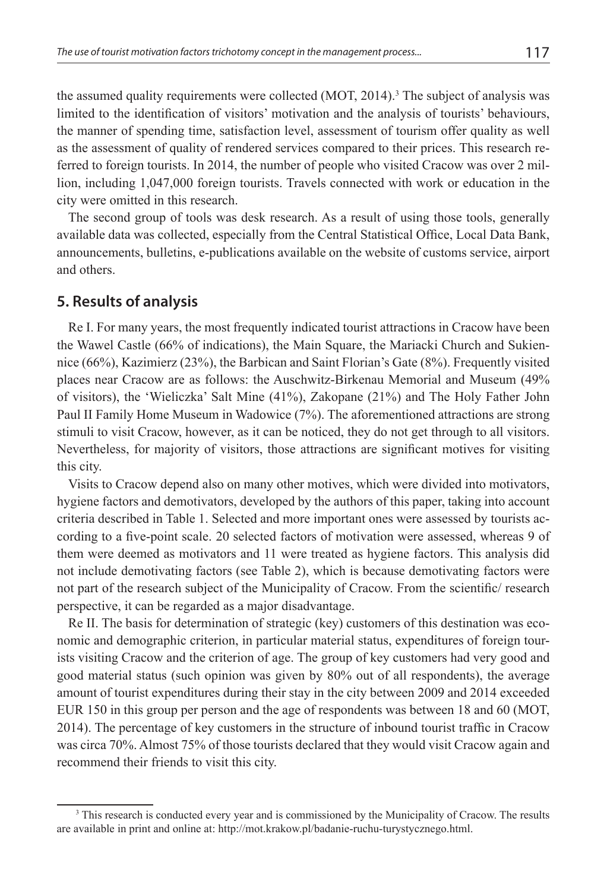the assumed quality requirements were collected (MOT, 2014).[3] The subject of analysis was limited to the identification of visitors' motivation and the analysis of tourists' behaviours, the manner of spending time, satisfaction level, assessment of tourism offer quality as well as the assessment of quality of rendered services compared to their prices. This research referred to foreign tourists. In 2014, the number of people who visited Cracow was over 2 million, including 1,047,000 foreign tourists. Travels connected with work or education in the city were omitted in this research.

The second group of tools was desk research. As a result of using those tools, generally available data was collected, especially from the Central Statistical Office, Local Data Bank, announcements, bulletins, e-publications available on the website of customs service, airport and others.

## 5. Results of analysis

Re I. For many years, the most frequently indicated tourist attractions in Cracow have been the Wawel Castle (66% of indications), the Main Square, the Mariacki Church and Sukiennice (66%), Kazimierz (23%), the Barbican and Saint Florian's Gate (8%). Frequently visited places near Cracow are as follows: the Auschwitz-Birkenau Memorial and Museum (49% of visitors), the 'Wieliczka' Salt Mine (41%), Zakopane (21%) and The Holy Father John Paul II Family Home Museum in Wadowice (7%). The aforementioned attractions are strong stimuli to visit Cracow, however, as it can be noticed, they do not get through to all visitors. Nevertheless, for majority of visitors, those attractions are significant motives for visiting this city.

Visits to Cracow depend also on many other motives, which were divided into motivators, hygiene factors and demotivators, developed by the authors of this paper, taking into account criteria described in Table 1. Selected and more important ones were assessed by tourists according to a five-point scale. 20 selected factors of motivation were assessed, whereas 9 of them were deemed as motivators and 11 were treated as hygiene factors. This analysis did not include demotivating factors (see Table 2), which is because demotivating factors were not part of the research subject of the Municipality of Cracow. From the scientific/ research perspective, it can be regarded as a major disadvantage.

Re II. The basis for determination of strategic (key) customers of this destination was economic and demographic criterion, in particular material status, expenditures of foreign tourists visiting Cracow and the criterion of age. The group of key customers had very good and good material status (such opinion was given by 80% out of all respondents), the average amount of tourist expenditures during their stay in the city between 2009 and 2014 exceeded EUR 150 in this group per person and the age of respondents was between 18 and 60 (MOT, 2014). The percentage of key customers in the structure of inbound tourist traffic in Cracow was circa 70%. Almost 75% of those tourists declared that they would visit Cracow again and recommend their friends to visit this city.

[3] This research is conducted every year and is commissioned by the Municipality of Cracow. The results are available in print and online at: http://mot.krakow.pl/badanie-ruchu-turystycznego.html.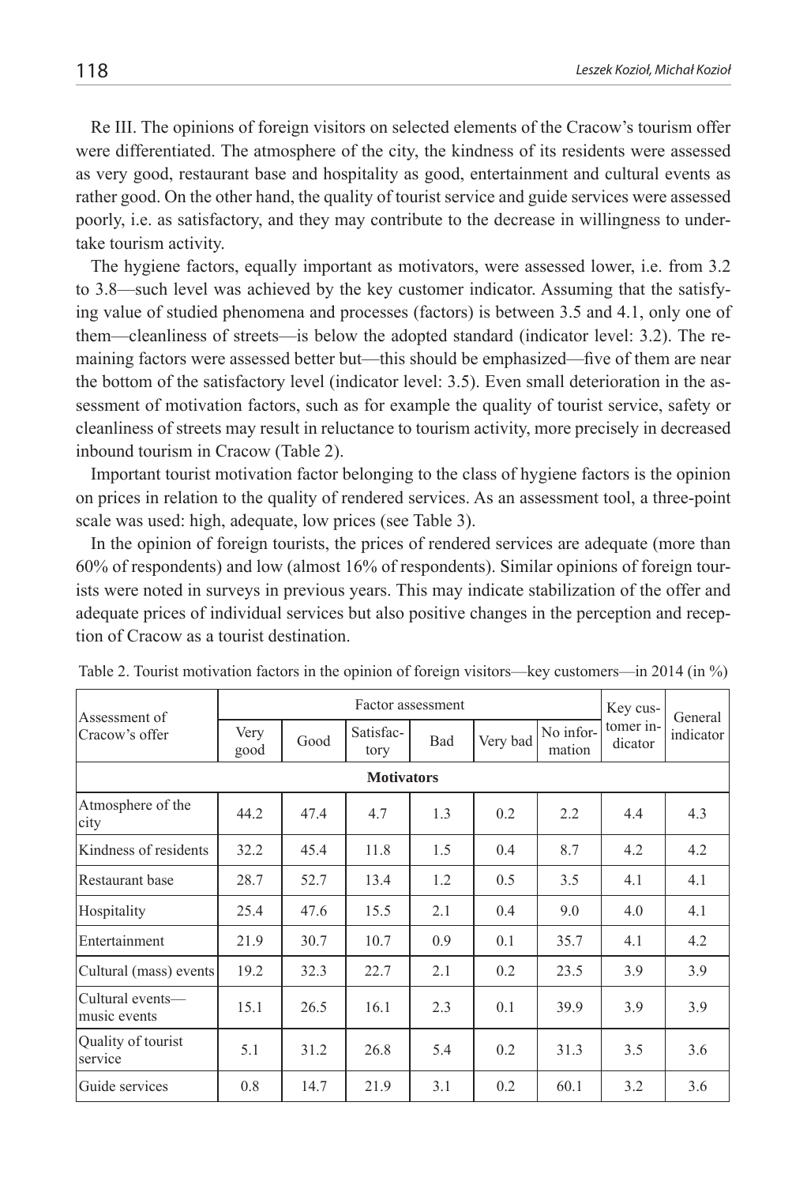Re III. The opinions of foreign visitors on selected elements of the Cracow's tourism offer were differentiated. The atmosphere of the city, the kindness of its residents were assessed as very good, restaurant base and hospitality as good, entertainment and cultural events as rather good. On the other hand, the quality of tourist service and guide services were assessed poorly, i.e. as satisfactory, and they may contribute to the decrease in willingness to undertake tourism activity.

The hygiene factors, equally important as motivators, were assessed lower, i.e. from 3.2 to 3.8—such level was achieved by the key customer indicator. Assuming that the satisfying value of studied phenomena and processes (factors) is between 3.5 and 4.1, only one of them—cleanliness of streets—is below the adopted standard (indicator level: 3.2). The remaining factors were assessed better but—this should be emphasized—five of them are near the bottom of the satisfactory level (indicator level: 3.5). Even small deterioration in the assessment of motivation factors, such as for example the quality of tourist service, safety or cleanliness of streets may result in reluctance to tourism activity, more precisely in decreased inbound tourism in Cracow (Table 2).

Important tourist motivation factor belonging to the class of hygiene factors is the opinion on prices in relation to the quality of rendered services. As an assessment tool, a three-point scale was used: high, adequate, low prices (see Table 3).

In the opinion of foreign tourists, the prices of rendered services are adequate (more than 60% of respondents) and low (almost 16% of respondents). Similar opinions of foreign tourists were noted in surveys in previous years. This may indicate stabilization of the offer and adequate prices of individual services but also positive changes in the perception and reception of Cracow as a tourist destination.

Table 2. Tourist motivation factors in the opinion of foreign visitors—key customers—in 2014 (in %)

| Assessment of Cracow's offer | Factor assessment | | | | | | Key customer indicator | General indicator |
|---|---|---|---|---|---|---|---|---|
| | Very good | Good | Satisfactory | Bad | Very bad | No information | | |
| **Motivators** | | | | | | | | |
| Atmosphere of the city | 44.2 | 47.4 | 4.7 | 1.3 | 0.2 | 2.2 | 4.4 | 4.3 |
| Kindness of residents | 32.2 | 45.4 | 11.8 | 1.5 | 0.4 | 8.7 | 4.2 | 4.2 |
| Restaurant base | 28.7 | 52.7 | 13.4 | 1.2 | 0.5 | 3.5 | 4.1 | 4.1 |
| Hospitality | 25.4 | 47.6 | 15.5 | 2.1 | 0.4 | 9.0 | 4.0 | 4.1 |
| Entertainment | 21.9 | 30.7 | 10.7 | 0.9 | 0.1 | 35.7 | 4.1 | 4.2 |
| Cultural (mass) events | 19.2 | 32.3 | 22.7 | 2.1 | 0.2 | 23.5 | 3.9 | 3.9 |
| Cultural events—music events | 15.1 | 26.5 | 16.1 | 2.3 | 0.1 | 39.9 | 3.9 | 3.9 |
| Quality of tourist service | 5.1 | 31.2 | 26.8 | 5.4 | 0.2 | 31.3 | 3.5 | 3.6 |
| Guide services | 0.8 | 14.7 | 21.9 | 3.1 | 0.2 | 60.1 | 3.2 | 3.6 |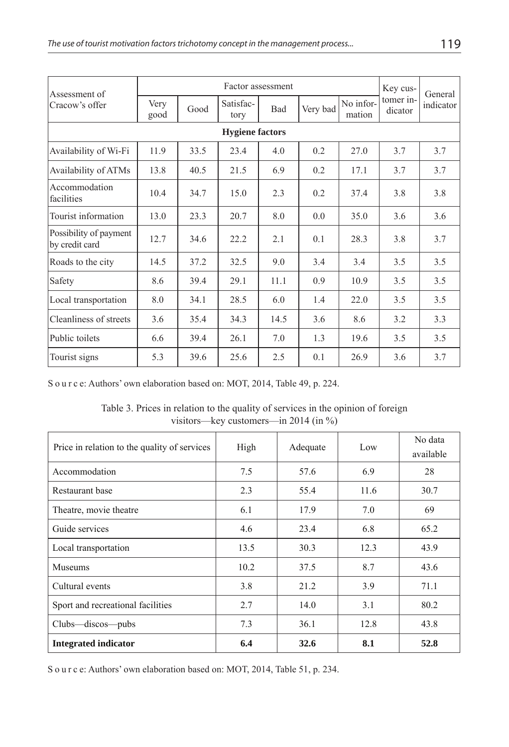| Assessment of Cracow's offer | Factor assessment | | | | | | Key customer indicator | General indicator |
|---|---|---|---|---|---|---|---|---|
| | Very good | Good | Satisfactory | Bad | Very bad | No information | | |
| **Hygiene factors** | | | | | | | | |
| Availability of Wi-Fi | 11.9 | 33.5 | 23.4 | 4.0 | 0.2 | 27.0 | 3.7 | 3.7 |
| Availability of ATMs | 13.8 | 40.5 | 21.5 | 6.9 | 0.2 | 17.1 | 3.7 | 3.7 |
| Accommodation facilities | 10.4 | 34.7 | 15.0 | 2.3 | 0.2 | 37.4 | 3.8 | 3.8 |
| Tourist information | 13.0 | 23.3 | 20.7 | 8.0 | 0.0 | 35.0 | 3.6 | 3.6 |
| Possibility of payment by credit card | 12.7 | 34.6 | 22.2 | 2.1 | 0.1 | 28.3 | 3.8 | 3.7 |
| Roads to the city | 14.5 | 37.2 | 32.5 | 9.0 | 3.4 | 3.4 | 3.5 | 3.5 |
| Safety | 8.6 | 39.4 | 29.1 | 11.1 | 0.9 | 10.9 | 3.5 | 3.5 |
| Local transportation | 8.0 | 34.1 | 28.5 | 6.0 | 1.4 | 22.0 | 3.5 | 3.5 |
| Cleanliness of streets | 3.6 | 35.4 | 34.3 | 14.5 | 3.6 | 8.6 | 3.2 | 3.3 |
| Public toilets | 6.6 | 39.4 | 26.1 | 7.0 | 1.3 | 19.6 | 3.5 | 3.5 |
| Tourist signs | 5.3 | 39.6 | 25.6 | 2.5 | 0.1 | 26.9 | 3.6 | 3.7 |

S o u r c e: Authors' own elaboration based on: MOT, 2014, Table 49, p. 224.

Table 3. Prices in relation to the quality of services in the opinion of foreign visitors—key customers—in 2014 (in %)

| Price in relation to the quality of services | High | Adequate | Low | No data available |
|---|---|---|---|---|
| Accommodation | 7.5 | 57.6 | 6.9 | 28 |
| Restaurant base | 2.3 | 55.4 | 11.6 | 30.7 |
| Theatre, movie theatre | 6.1 | 17.9 | 7.0 | 69 |
| Guide services | 4.6 | 23.4 | 6.8 | 65.2 |
| Local transportation | 13.5 | 30.3 | 12.3 | 43.9 |
| Museums | 10.2 | 37.5 | 8.7 | 43.6 |
| Cultural events | 3.8 | 21.2 | 3.9 | 71.1 |
| Sport and recreational facilities | 2.7 | 14.0 | 3.1 | 80.2 |
| Clubs—discos—pubs | 7.3 | 36.1 | 12.8 | 43.8 |
| **Integrated indicator** | **6.4** | **32.6** | **8.1** | **52.8** |

S o u r c e: Authors' own elaboration based on: MOT, 2014, Table 51, p. 234.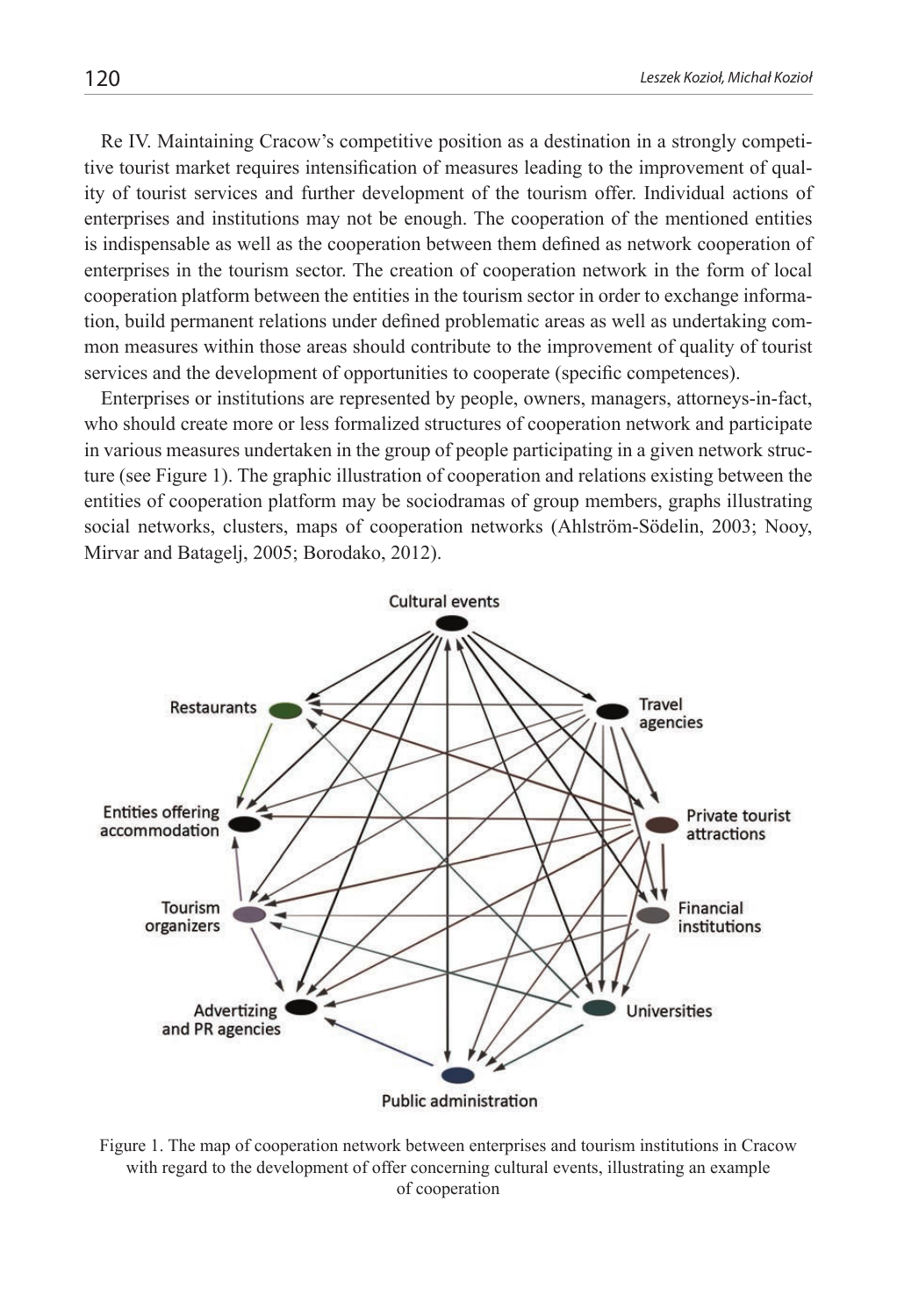Re IV. Maintaining Cracow's competitive position as a destination in a strongly competitive tourist market requires intensification of measures leading to the improvement of quality of tourist services and further development of the tourism offer. Individual actions of enterprises and institutions may not be enough. The cooperation of the mentioned entities is indispensable as well as the cooperation between them defined as network cooperation of enterprises in the tourism sector. The creation of cooperation network in the form of local cooperation platform between the entities in the tourism sector in order to exchange information, build permanent relations under defined problematic areas as well as undertaking common measures within those areas should contribute to the improvement of quality of tourist services and the development of opportunities to cooperate (specific competences).

Enterprises or institutions are represented by people, owners, managers, attorneys-in-fact, who should create more or less formalized structures of cooperation network and participate in various measures undertaken in the group of people participating in a given network structure (see Figure 1). The graphic illustration of cooperation and relations existing between the entities of cooperation platform may be sociodramas of group members, graphs illustrating social networks, clusters, maps of cooperation networks (Ahlström-Södelin, 2003; Nooy, Mirvar and Batagelj, 2005; Borodako, 2012).

Cultural events

Restaurants

Travel agencies

Entities offering accommodation

Private tourist attractions

Tourism organizers

Financial institutions

Advertizing and PR agencies

Universities

Public administration

Figure 1. The map of cooperation network between enterprises and tourism institutions in Cracow with regard to the development of offer concerning cultural events, illustrating an example of cooperation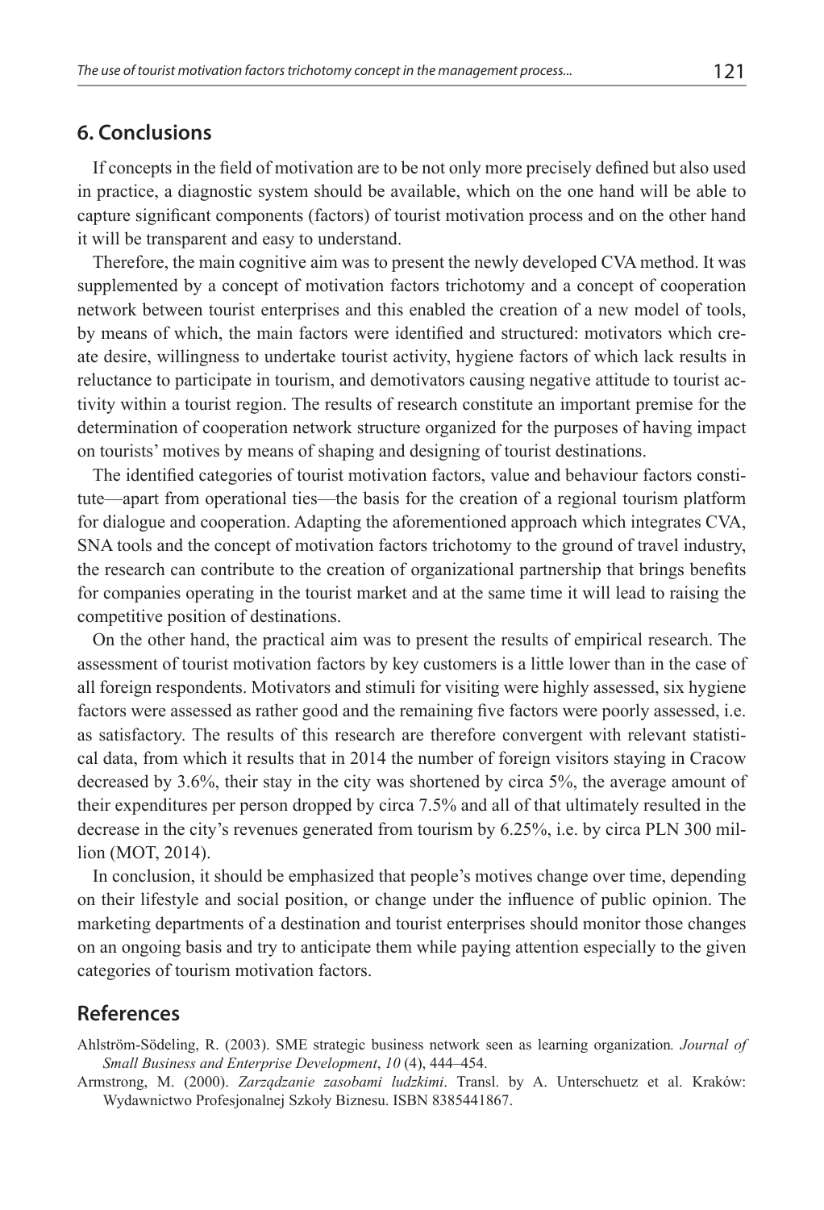## 6. Conclusions

If concepts in the field of motivation are to be not only more precisely defined but also used in practice, a diagnostic system should be available, which on the one hand will be able to capture significant components (factors) of tourist motivation process and on the other hand it will be transparent and easy to understand.

Therefore, the main cognitive aim was to present the newly developed CVA method. It was supplemented by a concept of motivation factors trichotomy and a concept of cooperation network between tourist enterprises and this enabled the creation of a new model of tools, by means of which, the main factors were identified and structured: motivators which create desire, willingness to undertake tourist activity, hygiene factors of which lack results in reluctance to participate in tourism, and demotivators causing negative attitude to tourist activity within a tourist region. The results of research constitute an important premise for the determination of cooperation network structure organized for the purposes of having impact on tourists' motives by means of shaping and designing of tourist destinations.

The identified categories of tourist motivation factors, value and behaviour factors constitute—apart from operational ties—the basis for the creation of a regional tourism platform for dialogue and cooperation. Adapting the aforementioned approach which integrates CVA, SNA tools and the concept of motivation factors trichotomy to the ground of travel industry, the research can contribute to the creation of organizational partnership that brings benefits for companies operating in the tourist market and at the same time it will lead to raising the competitive position of destinations.

On the other hand, the practical aim was to present the results of empirical research. The assessment of tourist motivation factors by key customers is a little lower than in the case of all foreign respondents. Motivators and stimuli for visiting were highly assessed, six hygiene factors were assessed as rather good and the remaining five factors were poorly assessed, i.e. as satisfactory. The results of this research are therefore convergent with relevant statistical data, from which it results that in 2014 the number of foreign visitors staying in Cracow decreased by 3.6%, their stay in the city was shortened by circa 5%, the average amount of their expenditures per person dropped by circa 7.5% and all of that ultimately resulted in the decrease in the city's revenues generated from tourism by 6.25%, i.e. by circa PLN 300 million (MOT, 2014).

In conclusion, it should be emphasized that people's motives change over time, depending on their lifestyle and social position, or change under the influence of public opinion. The marketing departments of a destination and tourist enterprises should monitor those changes on an ongoing basis and try to anticipate them while paying attention especially to the given categories of tourism motivation factors.

## References

Ahlström-Södeling, R. (2003). SME strategic business network seen as learning organization*. Journal of Small Business and Enterprise Development*, *10* (4), 444–454.

Armstrong, M. (2000). *Zarządzanie zasobami ludzkimi*. Transl. by A. Unterschuetz et al. Kraków: Wydawnictwo Profesjonalnej Szkoły Biznesu. ISBN 8385441867.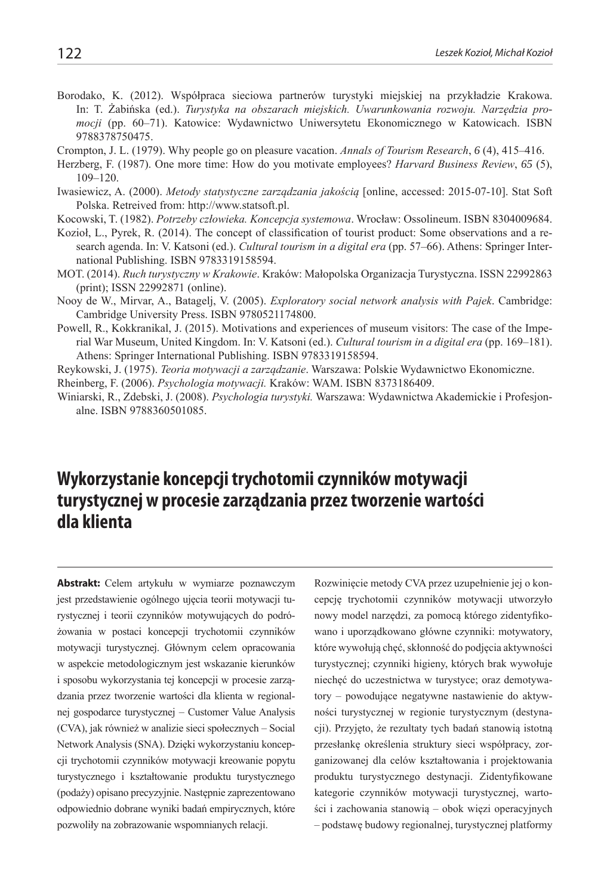Borodako, K. (2012). Współpraca sieciowa partnerów turystyki miejskiej na przykładzie Krakowa. In: T. Żabińska (ed.). *Turystyka na obszarach miejskich. Uwarunkowania rozwoju. Narzędzia promocji* (pp. 60–71). Katowice: Wydawnictwo Uniwersytetu Ekonomicznego w Katowicach. ISBN 9788378750475.

Crompton, J. L. (1979). Why people go on pleasure vacation. *Annals of Tourism Research*, *6* (4), 415–416.

Herzberg, F. (1987). One more time: How do you motivate employees? *Harvard Business Review*, *65* (5), 109–120.

Iwasiewicz, A. (2000). *Metody statystyczne zarządzania jakością* [online, accessed: 2015-07-10]. Stat Soft Polska. Retreived from: http://www.statsoft.pl.

Kocowski, T. (1982). *Potrzeby człowieka. Koncepcja systemowa*. Wrocław: Ossolineum. ISBN 8304009684.

Kozioł, L., Pyrek, R. (2014). The concept of classification of tourist product: Some observations and a research agenda. In: V. Katsoni (ed.). *Cultural tourism in a digital era* (pp. 57–66). Athens: Springer International Publishing. ISBN 9783319158594.

MOT. (2014). *Ruch turystyczny w Krakowie*. Kraków: Małopolska Organizacja Turystyczna. ISSN 22992863 (print); ISSN 22992871 (online).

Nooy de W., Mirvar, A., Batagelj, V. (2005). *Exploratory social network analysis with Pajek*. Cambridge: Cambridge University Press. ISBN 9780521174800.

Powell, R., Kokkranikal, J. (2015). Motivations and experiences of museum visitors: The case of the Imperial War Museum, United Kingdom. In: V. Katsoni (ed.). *Cultural tourism in a digital era* (pp. 169–181). Athens: Springer International Publishing. ISBN 9783319158594.

Reykowski, J. (1975). *Teoria motywacji a zarządzanie*. Warszawa: Polskie Wydawnictwo Ekonomiczne.

Rheinberg, F. (2006). *Psychologia motywacji.* Kraków: WAM. ISBN 8373186409.

Winiarski, R., Zdebski, J. (2008). *Psychologia turystyki.* Warszawa: Wydawnictwa Akademickie i Profesjonalne. ISBN 9788360501085.

# Wykorzystanie koncepcji trychotomii czynników motywacji turystycznej w procesie zarządzania przez tworzenie wartości dla klienta

**Abstrakt:** Celem artykułu w wymiarze poznawczym jest przedstawienie ogólnego ujęcia teorii motywacji turystycznej i teorii czynników motywujących do podróżowania w postaci koncepcji trychotomii czynników motywacji turystycznej. Głównym celem opracowania w aspekcie metodologicznym jest wskazanie kierunków i sposobu wykorzystania tej koncepcji w procesie zarządzania przez tworzenie wartości dla klienta w regionalnej gospodarce turystycznej – Customer Value Analysis (CVA), jak również w analizie sieci społecznych – Social Network Analysis (SNA). Dzięki wykorzystaniu koncepcji trychotomii czynników motywacji kreowanie popytu turystycznego i kształtowanie produktu turystycznego (podaży) opisano precyzyjnie. Następnie zaprezentowano odpowiednio dobrane wyniki badań empirycznych, które pozwoliły na zobrazowanie wspomnianych relacji. Rozwinięcie metody CVA przez uzupełnienie jej o koncepcję trychotomii czynników motywacji utworzyło nowy model narzędzi, za pomocą którego zidentyfikowano i uporządkowano główne czynniki: motywatory, które wywołują chęć, skłonność do podjęcia aktywności turystycznej; czynniki higieny, których brak wywołuje niechęć do uczestnictwa w turystyce; oraz demotywatory – powodujące negatywne nastawienie do aktywności turystycznej w regionie turystycznym (destynacji). Przyjęto, że rezultaty tych badań stanowią istotną przesłankę określenia struktury sieci współpracy, zorganizowanej dla celów kształtowania i projektowania produktu turystycznego destynacji. Zidentyfikowane kategorie czynników motywacji turystycznej, wartości i zachowania stanowią – obok więzi operacyjnych – podstawę budowy regionalnej, turystycznej platformy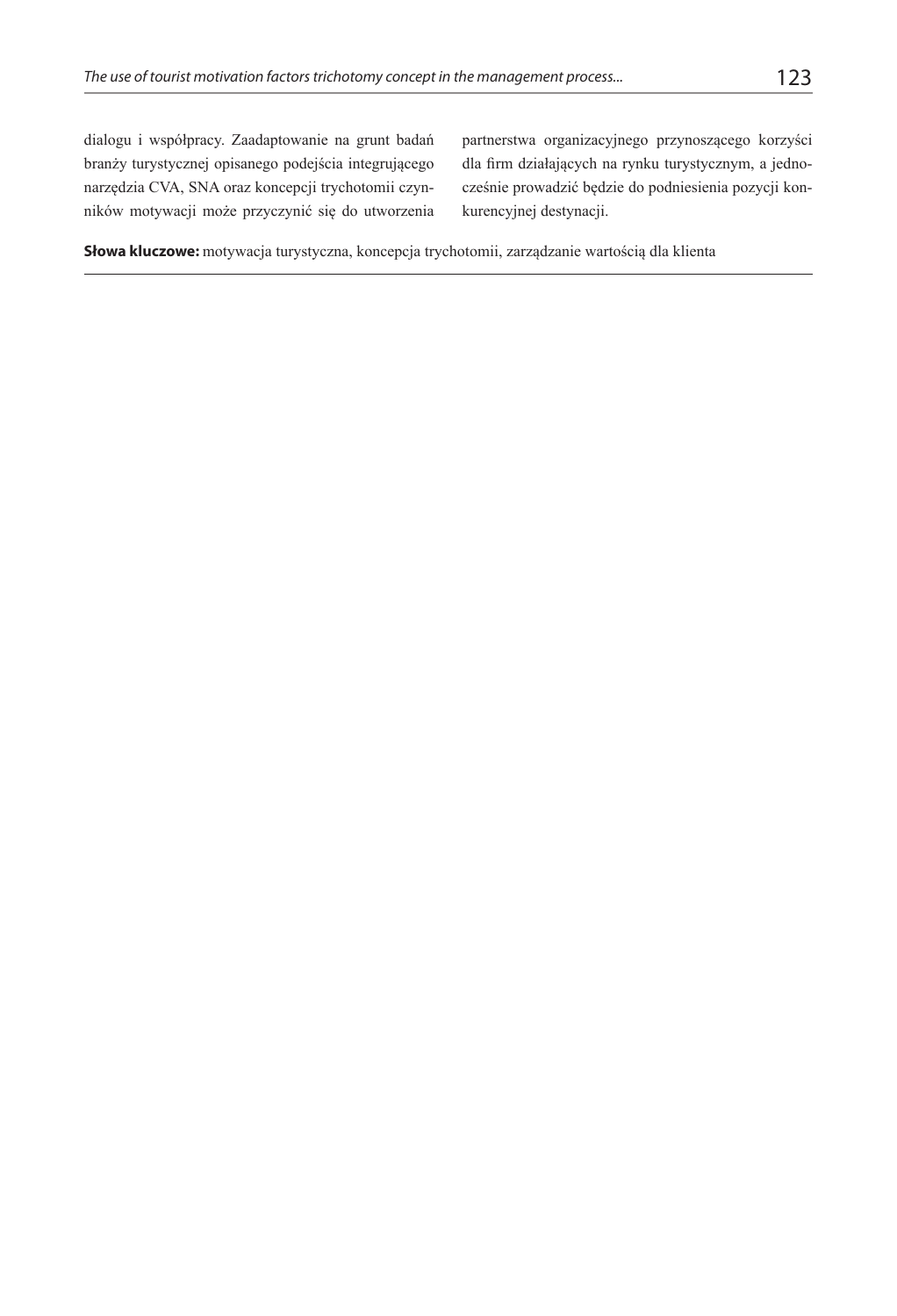dialogu i współpracy. Zaadaptowanie na grunt badań branży turystycznej opisanego podejścia integrującego narzędzia CVA, SNA oraz koncepcji trychotomii czynników motywacji może przyczynić się do utworzenia partnerstwa organizacyjnego przynoszącego korzyści dla firm działających na rynku turystycznym, a jednocześnie prowadzić będzie do podniesienia pozycji konkurencyjnej destynacji.

**Słowa kluczowe:** motywacja turystyczna, koncepcja trychotomii, zarządzanie wartością dla klienta